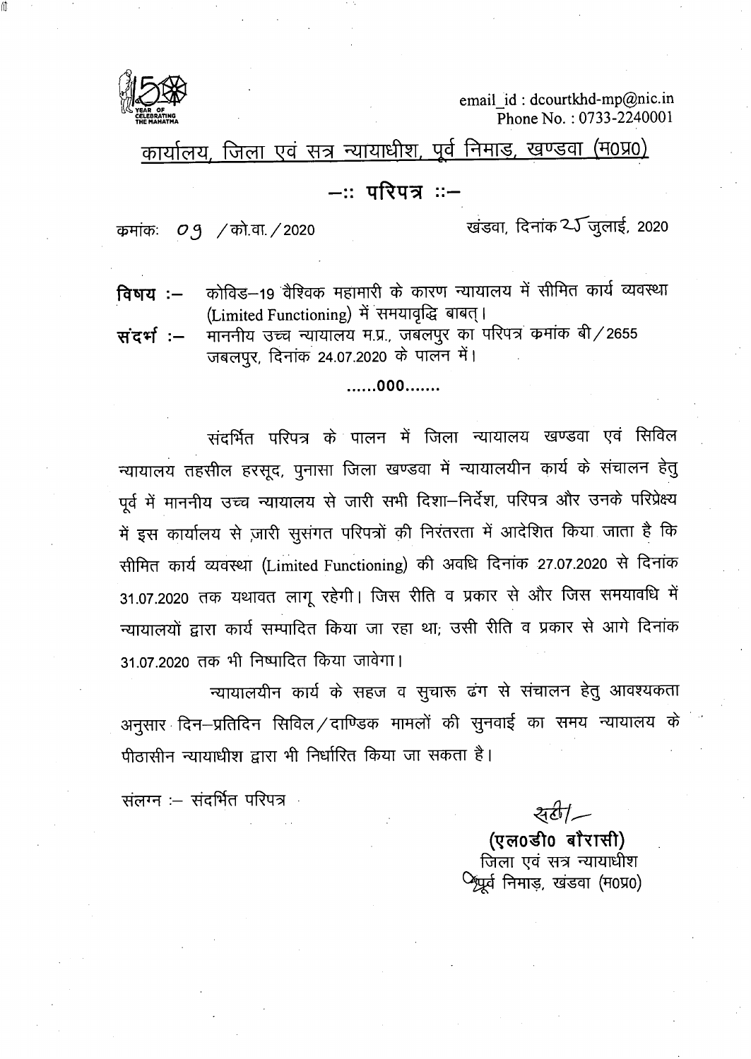email_id : dcourtkhd-mp@nic.in
Phone No. : 0733-2240001

# कार्यालय, जिला एवं सत्र न्यायाधीश, पूर्व निमाड, खण्डवा (म0प्र0)

## –:: परिपत्र ::–

क्रमांकः 09 /को.वा./2020

खंडवा, दिनांक 25 जुलाई, 2020

**विषय :–** कोविड–19 वैश्विक महामारी के कारण न्यायालय में सीमित कार्य व्यवस्था (Limited Functioning) में समयावृद्धि बाबत्।

**संदर्भ :–** माननीय उच्च न्यायालय म.प्र., जबलपुर का परिपत्र क्रमांक बी/2655 जबलपुर, दिनांक 24.07.2020 के पालन में।

......000.......

संदर्भित परिपत्र के पालन में जिला न्यायालय खण्डवा एवं सिविल न्यायालय तहसील हरसूद, पुनासा जिला खण्डवा में न्यायालयीन कार्य के संचालन हेतु पूर्व में माननीय उच्च न्यायालय से जारी सभी दिशा–निर्देश, परिपत्र और उनके परिप्रेक्ष्य में इस कार्यालय से ज़ारी सुसंगत परिपत्रों की निरंतरता में आदेशित किया जाता है कि सीमित कार्य व्यवस्था (Limited Functioning) की अवधि दिनांक 27.07.2020 से दिनांक 31.07.2020 तक यथावत लागू रहेगी। जिस रीति व प्रकार से और जिस समयावधि में न्यायालयों द्वारा कार्य सम्पादित किया जा रहा था; उसी रीति व प्रकार से आगे दिनांक 31.07.2020 तक भी निष्पादित किया जावेगा।

न्यायालयीन कार्य के सहज व सुचारू ढंग से संचालन हेतु आवश्यकता अनुसार दिन–प्रतिदिन सिविल/दाण्डिक मामलों की सुनवाई का समय न्यायालय के पीठासीन न्यायाधीश द्वारा भी निर्धारित किया जा सकता है।

संलग्न :– संदर्भित परिपत्र

सही/–

**(एल0डी0 बौरासी)**
जिला एवं सत्र न्यायाधीश
पूर्व निमाड़, खंडवा (म0प्र0)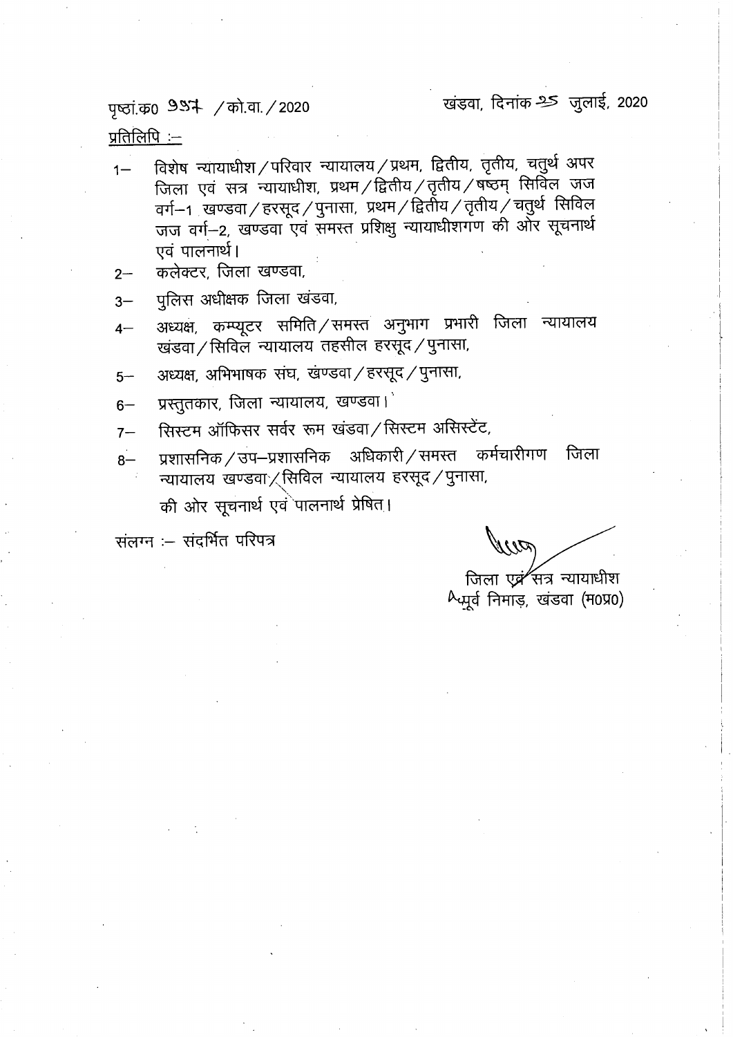पृष्ठां.क0 997 / को.वा. / 2020

खंडवा, दिनांक 25 जुलाई, 2020

<u>प्रतिलिपि :–</u>

1– विशेष न्यायाधीश / परिवार न्यायालय / प्रथम, द्वितीय, तृतीय, चतुर्थ अपर जिला एवं सत्र न्यायाधीश, प्रथम / द्वितीय / तृतीय / षष्ठम् सिविल जज वर्ग–1 खण्डवा / हरसूद / पुनासा, प्रथम / द्वितीय / तृतीय / चतुर्थ सिविल जज वर्ग–2, खण्डवा एवं समस्त प्रशिक्षु न्यायाधीशगण की ओर सूचनार्थ एवं पालनार्थ।

2– कलेक्टर, जिला खण्डवा,

3– पुलिस अधीक्षक जिला खंडवा,

4– अध्यक्ष, कम्प्यूटर समिति / समस्त अनुभाग प्रभारी जिला न्यायालय खंडवा / सिविल न्यायालय तहसील हरसूद / पुनासा,

5– अध्यक्ष, अभिभाषक संघ, खंण्डवा / हरसूद / पुनासा,

6– प्रस्तुतकार, जिला न्यायालय, खण्डवा।

7– सिस्टम ऑफिसर सर्वर रूम खंडवा / सिस्टम असिस्टेंट,

8– प्रशासनिक / उप–प्रशासनिक अधिकारी / समस्त कर्मचारीगण जिला न्यायालय खण्डवा / सिविल न्यायालय हरसूद / पुनासा,

की ओर सूचनार्थ एवं पालनार्थ प्रेषित।

संलग्न :– संदर्भित परिपत्र

जिला एवं सत्र न्यायाधीश
पूर्व निमाड़, खंडवा (म0प्र0)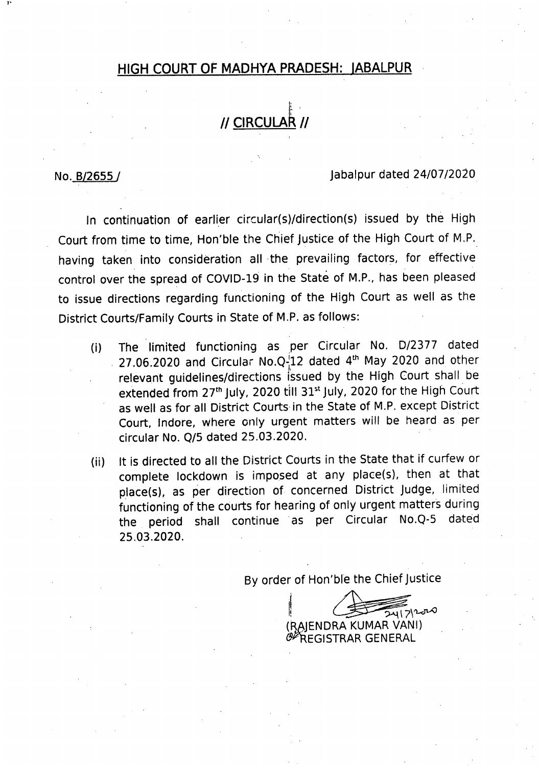# HIGH COURT OF MADHYA PRADESH: JABALPUR

## // CIRCULAR //

No. B/2655 / Jabalpur dated 24/07/2020

In continuation of earlier circular(s)/direction(s) issued by the High Court from time to time, Hon'ble the Chief Justice of the High Court of M.P. having taken into consideration all the prevailing factors, for effective control over the spread of COVID-19 in the State of M.P., has been pleased to issue directions regarding functioning of the High Court as well as the District Courts/Family Courts in State of M.P. as follows:

(i) The limited functioning as per Circular No. D/2377 dated 27.06.2020 and Circular No.Q-12 dated 4th May 2020 and other relevant guidelines/directions issued by the High Court shall be extended from 27th July, 2020 till 31st July, 2020 for the High Court as well as for all District Courts in the State of M.P. except District Court, Indore, where only urgent matters will be heard as per circular No. Q/5 dated 25.03.2020.

(ii) It is directed to all the District Courts in the State that if curfew or complete lockdown is imposed at any place(s), then at that place(s), as per direction of concerned District Judge, limited functioning of the courts for hearing of only urgent matters during the period shall continue as per Circular No.Q-5 dated 25.03.2020.

By order of Hon'ble the Chief Justice

24/7/2020

(RAJENDRA KUMAR VANI)
REGISTRAR GENERAL